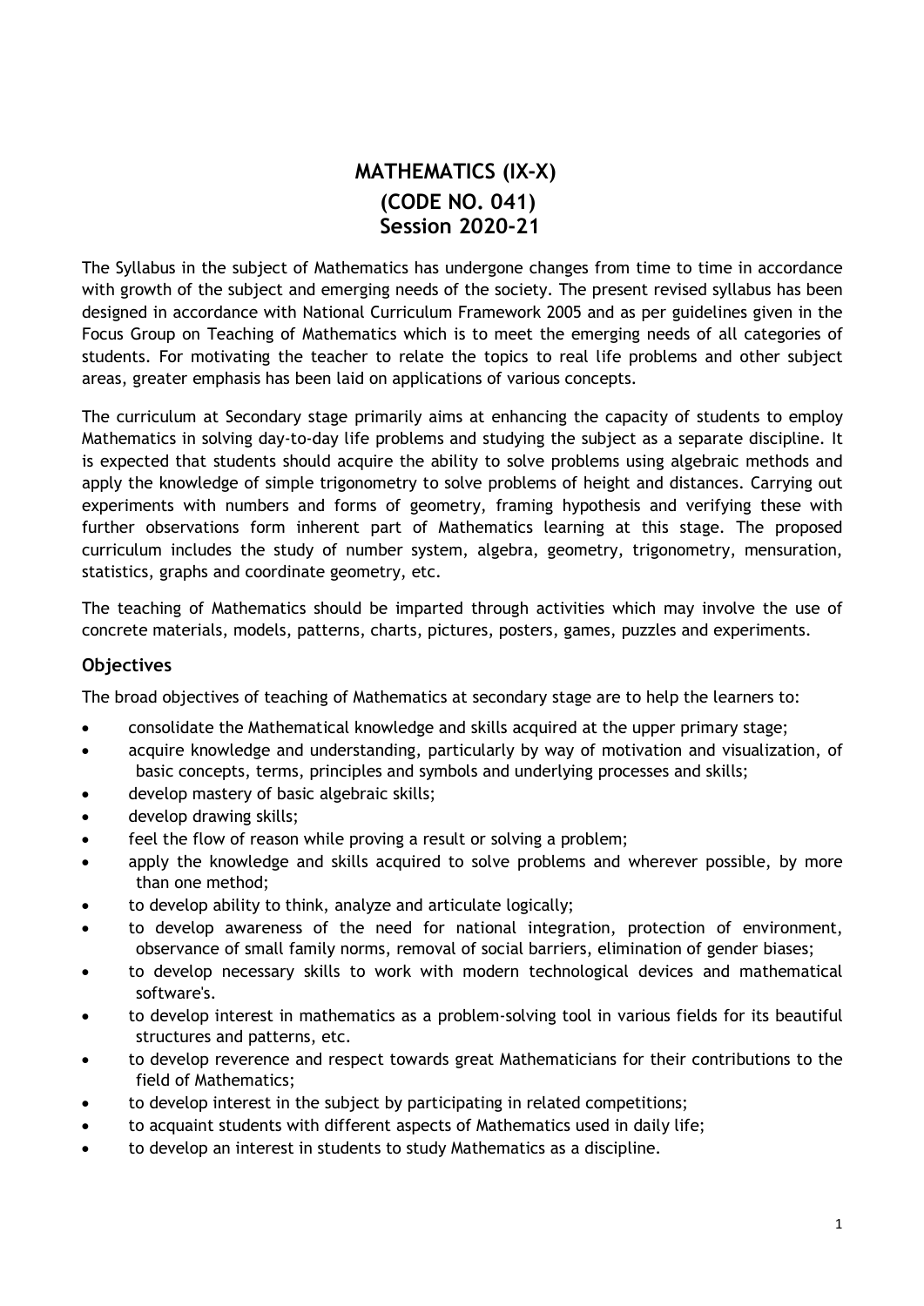# MATHEMATICS (IX-X)
# (CODE NO. 041)
# Session 2020-21

The Syllabus in the subject of Mathematics has undergone changes from time to time in accordance with growth of the subject and emerging needs of the society. The present revised syllabus has been designed in accordance with National Curriculum Framework 2005 and as per guidelines given in the Focus Group on Teaching of Mathematics which is to meet the emerging needs of all categories of students. For motivating the teacher to relate the topics to real life problems and other subject areas, greater emphasis has been laid on applications of various concepts.

The curriculum at Secondary stage primarily aims at enhancing the capacity of students to employ Mathematics in solving day-to-day life problems and studying the subject as a separate discipline. It is expected that students should acquire the ability to solve problems using algebraic methods and apply the knowledge of simple trigonometry to solve problems of height and distances. Carrying out experiments with numbers and forms of geometry, framing hypothesis and verifying these with further observations form inherent part of Mathematics learning at this stage. The proposed curriculum includes the study of number system, algebra, geometry, trigonometry, mensuration, statistics, graphs and coordinate geometry, etc.

The teaching of Mathematics should be imparted through activities which may involve the use of concrete materials, models, patterns, charts, pictures, posters, games, puzzles and experiments.

### Objectives

The broad objectives of teaching of Mathematics at secondary stage are to help the learners to:

- consolidate the Mathematical knowledge and skills acquired at the upper primary stage;
- acquire knowledge and understanding, particularly by way of motivation and visualization, of basic concepts, terms, principles and symbols and underlying processes and skills;
- develop mastery of basic algebraic skills;
- develop drawing skills;
- feel the flow of reason while proving a result or solving a problem;
- apply the knowledge and skills acquired to solve problems and wherever possible, by more than one method;
- to develop ability to think, analyze and articulate logically;
- to develop awareness of the need for national integration, protection of environment, observance of small family norms, removal of social barriers, elimination of gender biases;
- to develop necessary skills to work with modern technological devices and mathematical software's.
- to develop interest in mathematics as a problem-solving tool in various fields for its beautiful structures and patterns, etc.
- to develop reverence and respect towards great Mathematicians for their contributions to the field of Mathematics;
- to develop interest in the subject by participating in related competitions;
- to acquaint students with different aspects of Mathematics used in daily life;
- to develop an interest in students to study Mathematics as a discipline.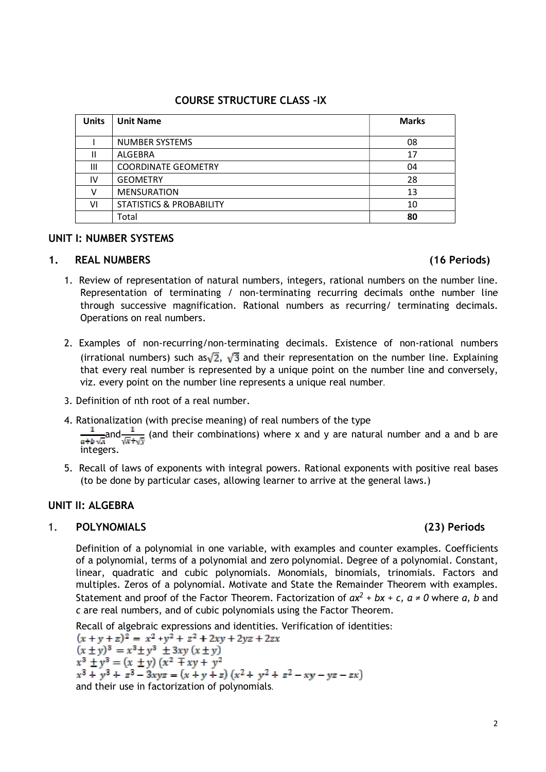## COURSE STRUCTURE CLASS –IX

| Units | Unit Name | Marks |
|---|---|---|
| I | NUMBER SYSTEMS | 08 |
| II | ALGEBRA | 17 |
| III | COORDINATE GEOMETRY | 04 |
| IV | GEOMETRY | 28 |
| V | MENSURATION | 13 |
| VI | STATISTICS & PROBABILITY | 10 |
| | Total | **80** |

### UNIT I: NUMBER SYSTEMS

#### 1. REAL NUMBERS (16 Periods)

1. Review of representation of natural numbers, integers, rational numbers on the number line. Representation of terminating / non-terminating recurring decimals onthe number line through successive magnification. Rational numbers as recurring/ terminating decimals. Operations on real numbers.

2. Examples of non-recurring/non-terminating decimals. Existence of non-rational numbers (irrational numbers) such as $\sqrt{2}$, $\sqrt{3}$ and their representation on the number line. Explaining that every real number is represented by a unique point on the number line and conversely, viz. every point on the number line represents a unique real number.

3. Definition of nth root of a real number.

4. Rationalization (with precise meaning) of real numbers of the type $\frac{1}{a+b\sqrt{x}}$ and $\frac{1}{\sqrt{x}+\sqrt{y}}$ (and their combinations) where x and y are natural number and a and b are integers.

5. Recall of laws of exponents with integral powers. Rational exponents with positive real bases (to be done by particular cases, allowing learner to arrive at the general laws.)

### UNIT II: ALGEBRA

#### 1. POLYNOMIALS (23) Periods

Definition of a polynomial in one variable, with examples and counter examples. Coefficients of a polynomial, terms of a polynomial and zero polynomial. Degree of a polynomial. Constant, linear, quadratic and cubic polynomials. Monomials, binomials, trinomials. Factors and multiples. Zeros of a polynomial. Motivate and State the Remainder Theorem with examples. Statement and proof of the Factor Theorem. Factorization of $ax^2 + bx + c$, $a \neq 0$ where *a, b* and *c* are real numbers, and of cubic polynomials using the Factor Theorem.

Recall of algebraic expressions and identities. Verification of identities:

$(x + y + z)^2 = x^2 + y^2 + z^2 + 2xy + 2yz + 2zx$

$(x \pm y)^3 = x^3 \pm y^3 \pm 3xy\,(x \pm y)$

$x^3 \pm y^3 = (x \pm y)\,(x^2 \mp xy + y^2$

$x^3 + y^3 + z^3 - 3xyz = (x + y + z)\,(x^2 + y^2 + z^2 - xy - yz - zx)$

and their use in factorization of polynomials.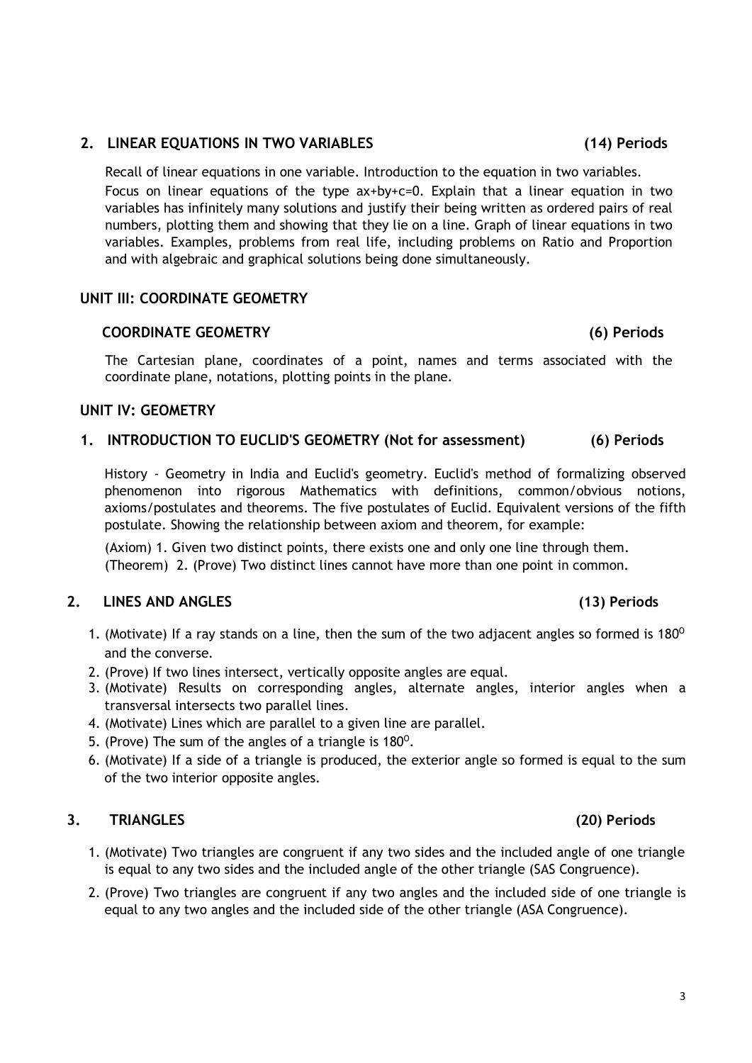### 2. LINEAR EQUATIONS IN TWO VARIABLES (14) Periods

Recall of linear equations in one variable. Introduction to the equation in two variables. Focus on linear equations of the type $ax+by+c=0$. Explain that a linear equation in two variables has infinitely many solutions and justify their being written as ordered pairs of real numbers, plotting them and showing that they lie on a line. Graph of linear equations in two variables. Examples, problems from real life, including problems on Ratio and Proportion and with algebraic and graphical solutions being done simultaneously.

## UNIT III: COORDINATE GEOMETRY

### COORDINATE GEOMETRY (6) Periods

The Cartesian plane, coordinates of a point, names and terms associated with the coordinate plane, notations, plotting points in the plane.

## UNIT IV: GEOMETRY

### 1. INTRODUCTION TO EUCLID'S GEOMETRY (Not for assessment) (6) Periods

History - Geometry in India and Euclid's geometry. Euclid's method of formalizing observed phenomenon into rigorous Mathematics with definitions, common/obvious notions, axioms/postulates and theorems. The five postulates of Euclid. Equivalent versions of the fifth postulate. Showing the relationship between axiom and theorem, for example:

(Axiom) 1. Given two distinct points, there exists one and only one line through them.
(Theorem) 2. (Prove) Two distinct lines cannot have more than one point in common.

### 2. LINES AND ANGLES (13) Periods

1. (Motivate) If a ray stands on a line, then the sum of the two adjacent angles so formed is $180^{0}$ and the converse.
2. (Prove) If two lines intersect, vertically opposite angles are equal.
3. (Motivate) Results on corresponding angles, alternate angles, interior angles when a transversal intersects two parallel lines.
4. (Motivate) Lines which are parallel to a given line are parallel.
5. (Prove) The sum of the angles of a triangle is $180^{0}$.
6. (Motivate) If a side of a triangle is produced, the exterior angle so formed is equal to the sum of the two interior opposite angles.

### 3. TRIANGLES (20) Periods

1. (Motivate) Two triangles are congruent if any two sides and the included angle of one triangle is equal to any two sides and the included angle of the other triangle (SAS Congruence).
2. (Prove) Two triangles are congruent if any two angles and the included side of one triangle is equal to any two angles and the included side of the other triangle (ASA Congruence).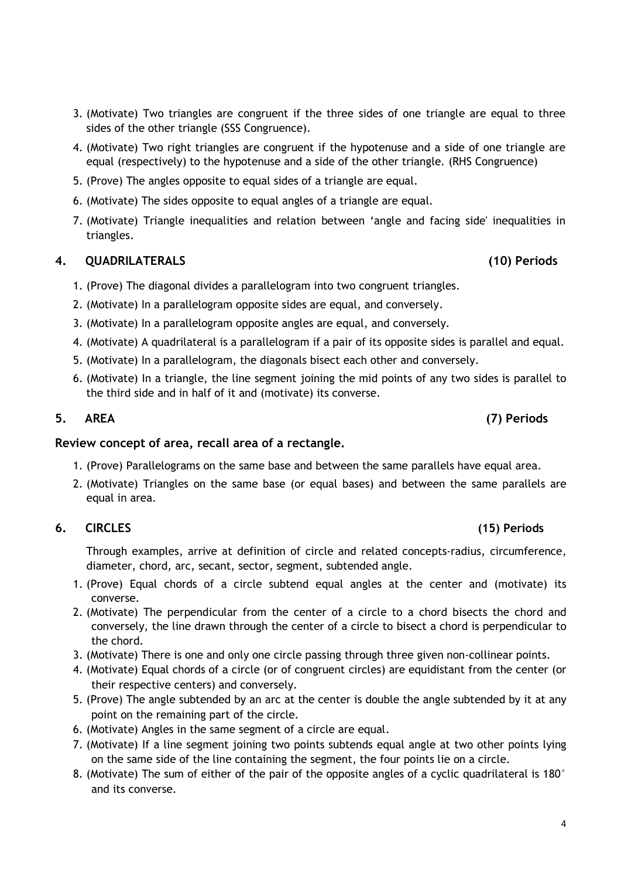3. (Motivate) Two triangles are congruent if the three sides of one triangle are equal to three sides of the other triangle (SSS Congruence).
4. (Motivate) Two right triangles are congruent if the hypotenuse and a side of one triangle are equal (respectively) to the hypotenuse and a side of the other triangle. (RHS Congruence)
5. (Prove) The angles opposite to equal sides of a triangle are equal.
6. (Motivate) The sides opposite to equal angles of a triangle are equal.
7. (Motivate) Triangle inequalities and relation between 'angle and facing side' inequalities in triangles.

## 4. QUADRILATERALS (10) Periods

1. (Prove) The diagonal divides a parallelogram into two congruent triangles.
2. (Motivate) In a parallelogram opposite sides are equal, and conversely.
3. (Motivate) In a parallelogram opposite angles are equal, and conversely.
4. (Motivate) A quadrilateral is a parallelogram if a pair of its opposite sides is parallel and equal.
5. (Motivate) In a parallelogram, the diagonals bisect each other and conversely.
6. (Motivate) In a triangle, the line segment joining the mid points of any two sides is parallel to the third side and in half of it and (motivate) its converse.

## 5. AREA (7) Periods

**Review concept of area, recall area of a rectangle.**

1. (Prove) Parallelograms on the same base and between the same parallels have equal area.
2. (Motivate) Triangles on the same base (or equal bases) and between the same parallels are equal in area.

## 6. CIRCLES (15) Periods

Through examples, arrive at definition of circle and related concepts-radius, circumference, diameter, chord, arc, secant, sector, segment, subtended angle.

1. (Prove) Equal chords of a circle subtend equal angles at the center and (motivate) its converse.
2. (Motivate) The perpendicular from the center of a circle to a chord bisects the chord and conversely, the line drawn through the center of a circle to bisect a chord is perpendicular to the chord.
3. (Motivate) There is one and only one circle passing through three given non-collinear points.
4. (Motivate) Equal chords of a circle (or of congruent circles) are equidistant from the center (or their respective centers) and conversely.
5. (Prove) The angle subtended by an arc at the center is double the angle subtended by it at any point on the remaining part of the circle.
6. (Motivate) Angles in the same segment of a circle are equal.
7. (Motivate) If a line segment joining two points subtends equal angle at two other points lying on the same side of the line containing the segment, the four points lie on a circle.
8. (Motivate) The sum of either of the pair of the opposite angles of a cyclic quadrilateral is 180° and its converse.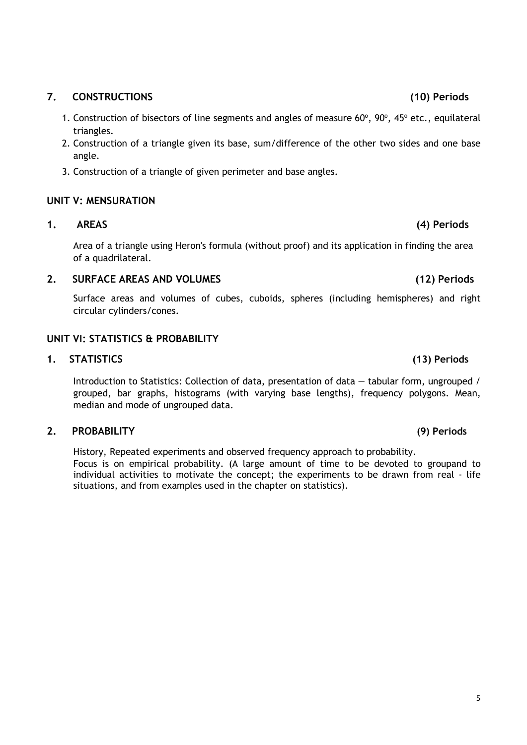### 7. CONSTRUCTIONS (10) Periods

1. Construction of bisectors of line segments and angles of measure $60^o$, $90^o$, $45^o$ etc., equilateral triangles.
2. Construction of a triangle given its base, sum/difference of the other two sides and one base angle.
3. Construction of a triangle of given perimeter and base angles.

## UNIT V: MENSURATION

### 1. AREAS (4) Periods

Area of a triangle using Heron's formula (without proof) and its application in finding the area of a quadrilateral.

### 2. SURFACE AREAS AND VOLUMES (12) Periods

Surface areas and volumes of cubes, cuboids, spheres (including hemispheres) and right circular cylinders/cones.

## UNIT VI: STATISTICS & PROBABILITY

### 1. STATISTICS (13) Periods

Introduction to Statistics: Collection of data, presentation of data — tabular form, ungrouped / grouped, bar graphs, histograms (with varying base lengths), frequency polygons. Mean, median and mode of ungrouped data.

### 2. PROBABILITY (9) Periods

History, Repeated experiments and observed frequency approach to probability.
Focus is on empirical probability. (A large amount of time to be devoted to groupand to individual activities to motivate the concept; the experiments to be drawn from real - life situations, and from examples used in the chapter on statistics).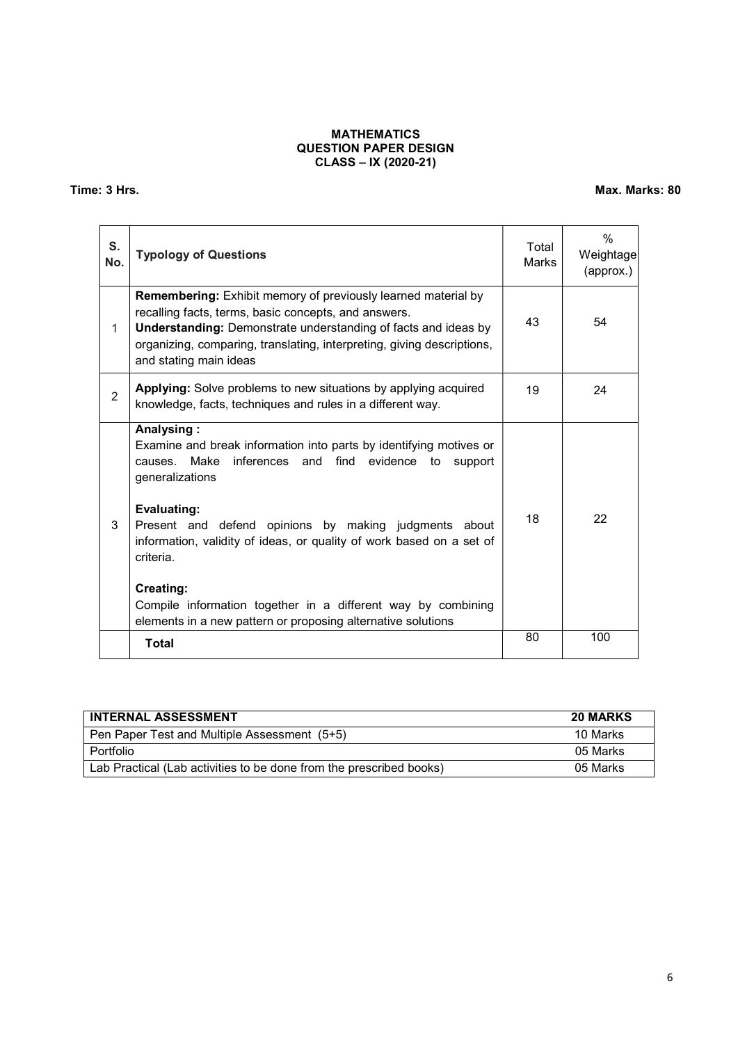**MATHEMATICS**
**QUESTION PAPER DESIGN**
**CLASS – IX (2020-21)**

**Time: 3 Hrs.** **Max. Marks: 80**

| S. No. | Typology of Questions | Total Marks | % Weightage (approx.) |
|---|---|---|---|
| 1 | **Remembering:** Exhibit memory of previously learned material by recalling facts, terms, basic concepts, and answers.<br>**Understanding:** Demonstrate understanding of facts and ideas by organizing, comparing, translating, interpreting, giving descriptions, and stating main ideas | 43 | 54 |
| 2 | **Applying:** Solve problems to new situations by applying acquired knowledge, facts, techniques and rules in a different way. | 19 | 24 |
| 3 | **Analysing :**<br>Examine and break information into parts by identifying motives or causes. Make inferences and find evidence to support generalizations<br><br>**Evaluating:**<br>Present and defend opinions by making judgments about information, validity of ideas, or quality of work based on a set of criteria.<br><br>**Creating:**<br>Compile information together in a different way by combining elements in a new pattern or proposing alternative solutions | 18 | 22 |
| | **Total** | 80 | 100 |

| INTERNAL ASSESSMENT | 20 MARKS |
|---|---|
| Pen Paper Test and Multiple Assessment (5+5) | 10 Marks |
| Portfolio | 05 Marks |
| Lab Practical (Lab activities to be done from the prescribed books) | 05 Marks |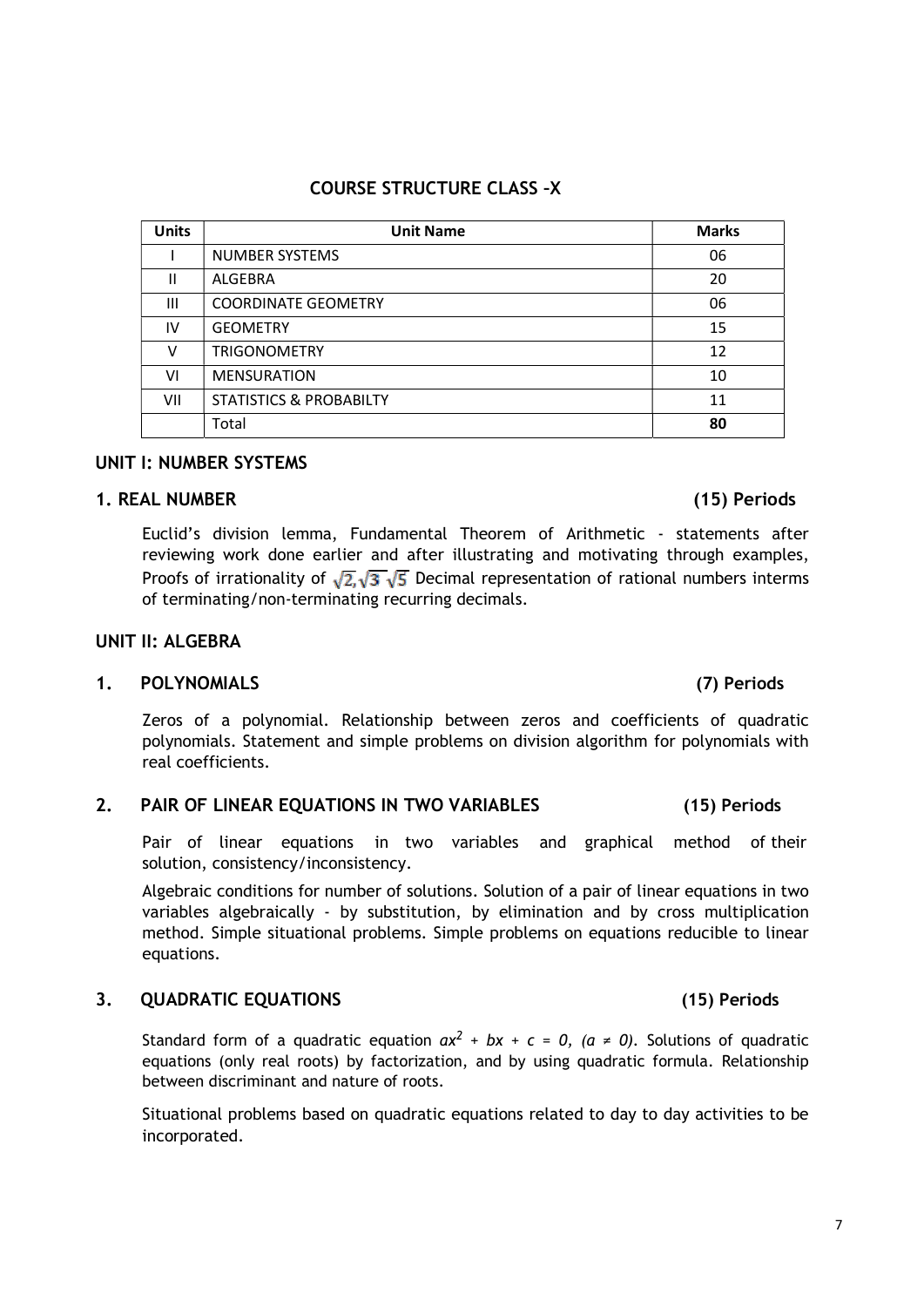## COURSE STRUCTURE CLASS –X

| Units | Unit Name | Marks |
|---|---|---|
| I | NUMBER SYSTEMS | 06 |
| II | ALGEBRA | 20 |
| III | COORDINATE GEOMETRY | 06 |
| IV | GEOMETRY | 15 |
| V | TRIGONOMETRY | 12 |
| VI | MENSURATION | 10 |
| VII | STATISTICS & PROBABILTY | 11 |
| | Total | **80** |

### UNIT I: NUMBER SYSTEMS

#### 1. REAL NUMBER (15) Periods

Euclid's division lemma, Fundamental Theorem of Arithmetic - statements after reviewing work done earlier and after illustrating and motivating through examples, Proofs of irrationality of $\sqrt{2}, \sqrt{3}\ \sqrt{5}$ Decimal representation of rational numbers interms of terminating/non-terminating recurring decimals.

### UNIT II: ALGEBRA

#### 1. POLYNOMIALS (7) Periods

Zeros of a polynomial. Relationship between zeros and coefficients of quadratic polynomials. Statement and simple problems on division algorithm for polynomials with real coefficients.

#### 2. PAIR OF LINEAR EQUATIONS IN TWO VARIABLES (15) Periods

Pair of linear equations in two variables and graphical method of their solution, consistency/inconsistency.

Algebraic conditions for number of solutions. Solution of a pair of linear equations in two variables algebraically - by substitution, by elimination and by cross multiplication method. Simple situational problems. Simple problems on equations reducible to linear equations.

#### 3. QUADRATIC EQUATIONS (15) Periods

Standard form of a quadratic equation $ax^2 + bx + c = 0, (a \neq 0)$. Solutions of quadratic equations (only real roots) by factorization, and by using quadratic formula. Relationship between discriminant and nature of roots.

Situational problems based on quadratic equations related to day to day activities to be incorporated.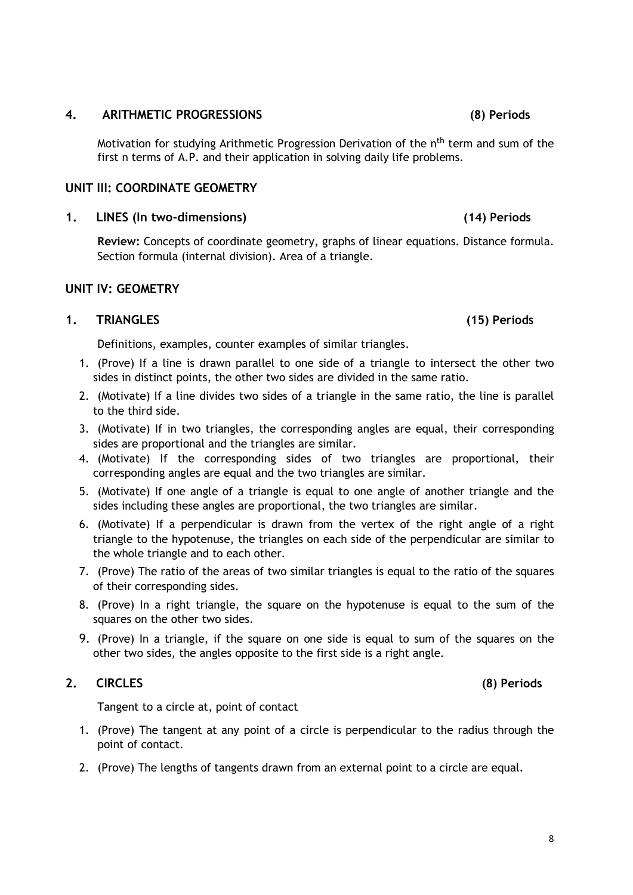## 4. ARITHMETIC PROGRESSIONS (8) Periods

Motivation for studying Arithmetic Progression Derivation of the $n^{th}$ term and sum of the first n terms of A.P. and their application in solving daily life problems.

## UNIT III: COORDINATE GEOMETRY

### 1. LINES (In two-dimensions) (14) Periods

**Review:** Concepts of coordinate geometry, graphs of linear equations. Distance formula. Section formula (internal division). Area of a triangle.

## UNIT IV: GEOMETRY

### 1. TRIANGLES (15) Periods

Definitions, examples, counter examples of similar triangles.

1. (Prove) If a line is drawn parallel to one side of a triangle to intersect the other two sides in distinct points, the other two sides are divided in the same ratio.
2. (Motivate) If a line divides two sides of a triangle in the same ratio, the line is parallel to the third side.
3. (Motivate) If in two triangles, the corresponding angles are equal, their corresponding sides are proportional and the triangles are similar.
4. (Motivate) If the corresponding sides of two triangles are proportional, their corresponding angles are equal and the two triangles are similar.
5. (Motivate) If one angle of a triangle is equal to one angle of another triangle and the sides including these angles are proportional, the two triangles are similar.
6. (Motivate) If a perpendicular is drawn from the vertex of the right angle of a right triangle to the hypotenuse, the triangles on each side of the perpendicular are similar to the whole triangle and to each other.
7. (Prove) The ratio of the areas of two similar triangles is equal to the ratio of the squares of their corresponding sides.
8. (Prove) In a right triangle, the square on the hypotenuse is equal to the sum of the squares on the other two sides.
9. (Prove) In a triangle, if the square on one side is equal to sum of the squares on the other two sides, the angles opposite to the first side is a right angle.

### 2. CIRCLES (8) Periods

Tangent to a circle at, point of contact

1. (Prove) The tangent at any point of a circle is perpendicular to the radius through the point of contact.
2. (Prove) The lengths of tangents drawn from an external point to a circle are equal.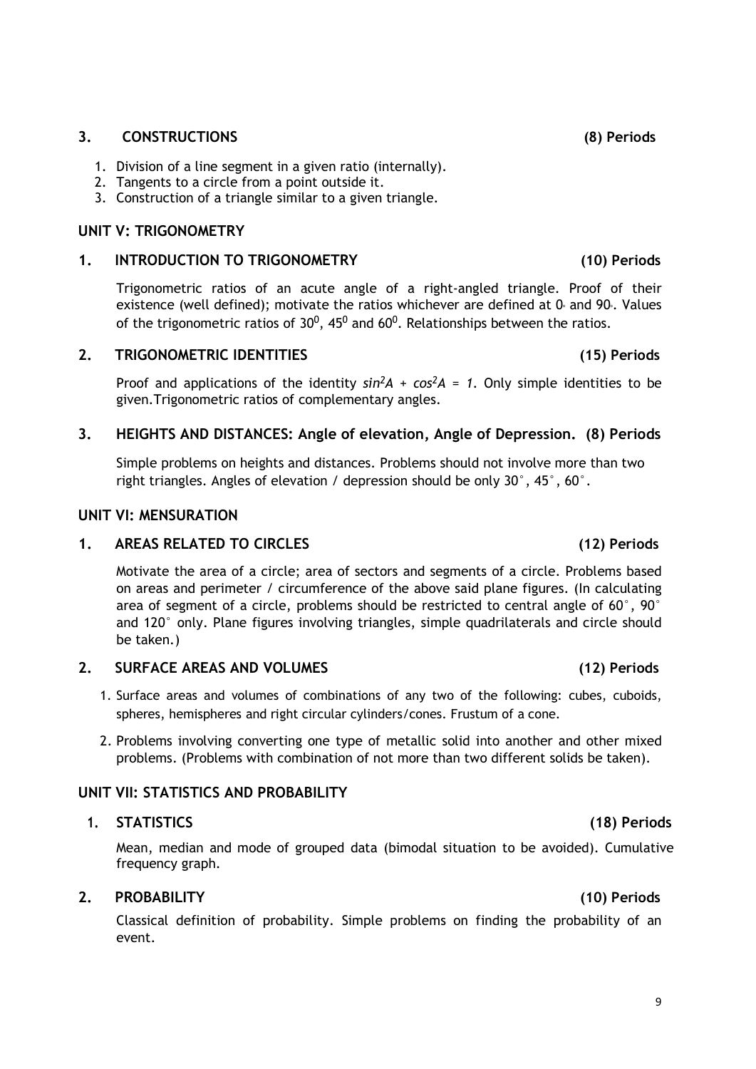### 3. CONSTRUCTIONS (8) Periods

1. Division of a line segment in a given ratio (internally).
2. Tangents to a circle from a point outside it.
3. Construction of a triangle similar to a given triangle.

## UNIT V: TRIGONOMETRY

### 1. INTRODUCTION TO TRIGONOMETRY (10) Periods

Trigonometric ratios of an acute angle of a right-angled triangle. Proof of their existence (well defined); motivate the ratios whichever are defined at $0^\circ$ and $90^\circ$. Values of the trigonometric ratios of $30^0$, $45^0$ and $60^0$. Relationships between the ratios.

### 2. TRIGONOMETRIC IDENTITIES (15) Periods

Proof and applications of the identity $sin^2A + cos^2A = 1$. Only simple identities to be given.Trigonometric ratios of complementary angles.

### 3. HEIGHTS AND DISTANCES: Angle of elevation, Angle of Depression. (8) Periods

Simple problems on heights and distances. Problems should not involve more than two right triangles. Angles of elevation / depression should be only 30°, 45°, 60°.

## UNIT VI: MENSURATION

### 1. AREAS RELATED TO CIRCLES (12) Periods

Motivate the area of a circle; area of sectors and segments of a circle. Problems based on areas and perimeter / circumference of the above said plane figures. (In calculating area of segment of a circle, problems should be restricted to central angle of 60°, 90° and 120° only. Plane figures involving triangles, simple quadrilaterals and circle should be taken.)

### 2. SURFACE AREAS AND VOLUMES (12) Periods

1. Surface areas and volumes of combinations of any two of the following: cubes, cuboids, spheres, hemispheres and right circular cylinders/cones. Frustum of a cone.
2. Problems involving converting one type of metallic solid into another and other mixed problems. (Problems with combination of not more than two different solids be taken).

## UNIT VII: STATISTICS AND PROBABILITY

### 1. STATISTICS (18) Periods

Mean, median and mode of grouped data (bimodal situation to be avoided). Cumulative frequency graph.

### 2. PROBABILITY (10) Periods

Classical definition of probability. Simple problems on finding the probability of an event.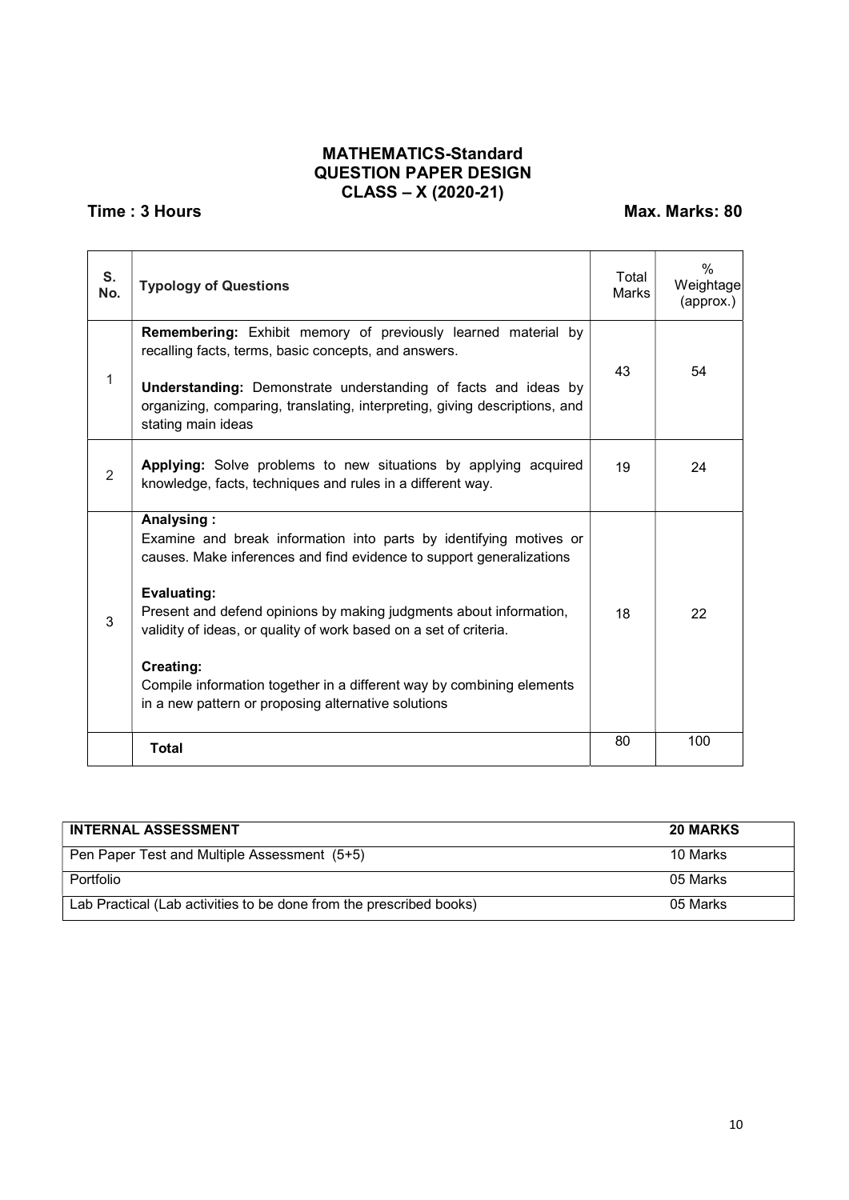# MATHEMATICS-Standard
## QUESTION PAPER DESIGN
## CLASS – X (2020-21)

**Time : 3 Hours** **Max. Marks: 80**

| S. No. | Typology of Questions | Total Marks | % Weightage (approx.) |
|---|---|---|---|
| 1 | **Remembering:** Exhibit memory of previously learned material by recalling facts, terms, basic concepts, and answers. **Understanding:** Demonstrate understanding of facts and ideas by organizing, comparing, translating, interpreting, giving descriptions, and stating main ideas | 43 | 54 |
| 2 | **Applying:** Solve problems to new situations by applying acquired knowledge, facts, techniques and rules in a different way. | 19 | 24 |
| 3 | **Analysing :** Examine and break information into parts by identifying motives or causes. Make inferences and find evidence to support generalizations **Evaluating:** Present and defend opinions by making judgments about information, validity of ideas, or quality of work based on a set of criteria. **Creating:** Compile information together in a different way by combining elements in a new pattern or proposing alternative solutions | 18 | 22 |
| | **Total** | 80 | 100 |

| **INTERNAL ASSESSMENT** | **20 MARKS** |
|---|---|
| Pen Paper Test and Multiple Assessment (5+5) | 10 Marks |
| Portfolio | 05 Marks |
| Lab Practical (Lab activities to be done from the prescribed books) | 05 Marks |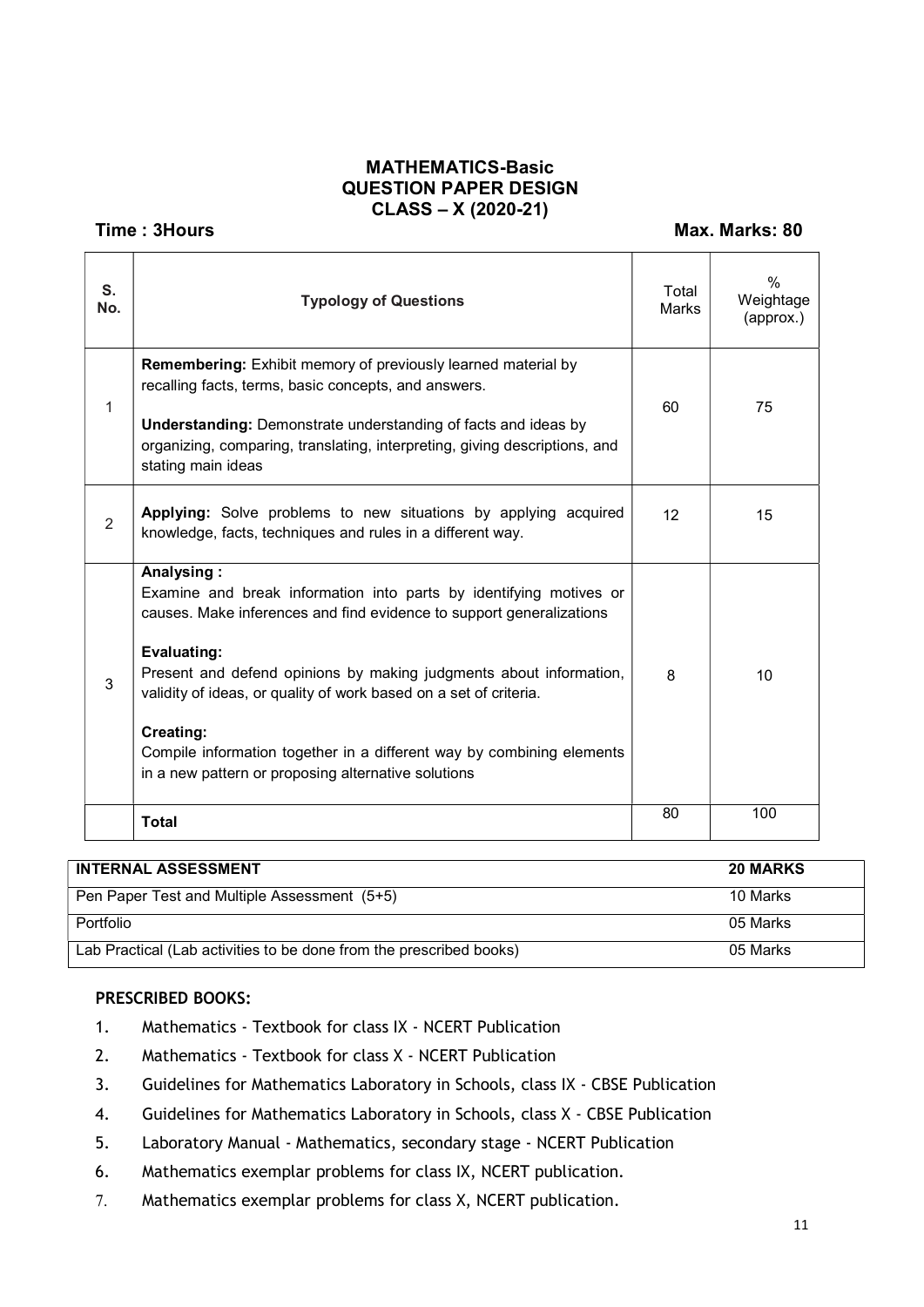# MATHEMATICS-Basic
## QUESTION PAPER DESIGN
## CLASS – X (2020-21)

**Time : 3Hours** **Max. Marks: 80**

| S. No. | Typology of Questions | Total Marks | % Weightage (approx.) |
|---|---|---|---|
| 1 | **Remembering:** Exhibit memory of previously learned material by recalling facts, terms, basic concepts, and answers.<br><br>**Understanding:** Demonstrate understanding of facts and ideas by organizing, comparing, translating, interpreting, giving descriptions, and stating main ideas | 60 | 75 |
| 2 | **Applying:** Solve problems to new situations by applying acquired knowledge, facts, techniques and rules in a different way. | 12 | 15 |
| 3 | **Analysing :**<br>Examine and break information into parts by identifying motives or causes. Make inferences and find evidence to support generalizations<br><br>**Evaluating:**<br>Present and defend opinions by making judgments about information, validity of ideas, or quality of work based on a set of criteria.<br><br>**Creating:**<br>Compile information together in a different way by combining elements in a new pattern or proposing alternative solutions | 8 | 10 |
| | **Total** | 80 | 100 |

| INTERNAL ASSESSMENT | 20 MARKS |
|---|---|
| Pen Paper Test and Multiple Assessment (5+5) | 10 Marks |
| Portfolio | 05 Marks |
| Lab Practical (Lab activities to be done from the prescribed books) | 05 Marks |

**PRESCRIBED BOOKS:**

1. Mathematics - Textbook for class IX - NCERT Publication
2. Mathematics - Textbook for class X - NCERT Publication
3. Guidelines for Mathematics Laboratory in Schools, class IX - CBSE Publication
4. Guidelines for Mathematics Laboratory in Schools, class X - CBSE Publication
5. Laboratory Manual - Mathematics, secondary stage - NCERT Publication
6. Mathematics exemplar problems for class IX, NCERT publication.
7. Mathematics exemplar problems for class X, NCERT publication.